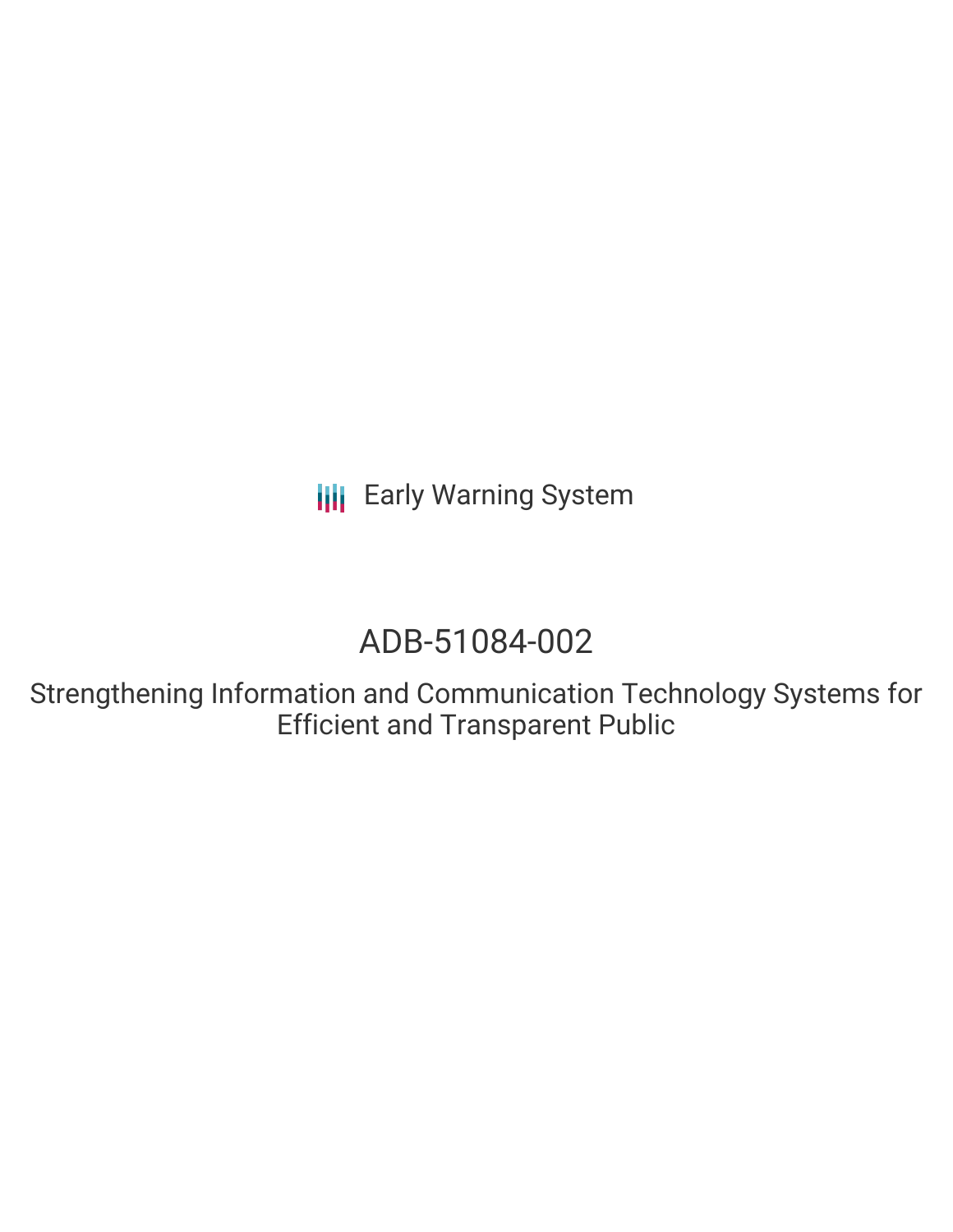Early Warning System

# ADB-51084-002

## Strengthening Information and Communication Technology Systems for Efficient and Transparent Public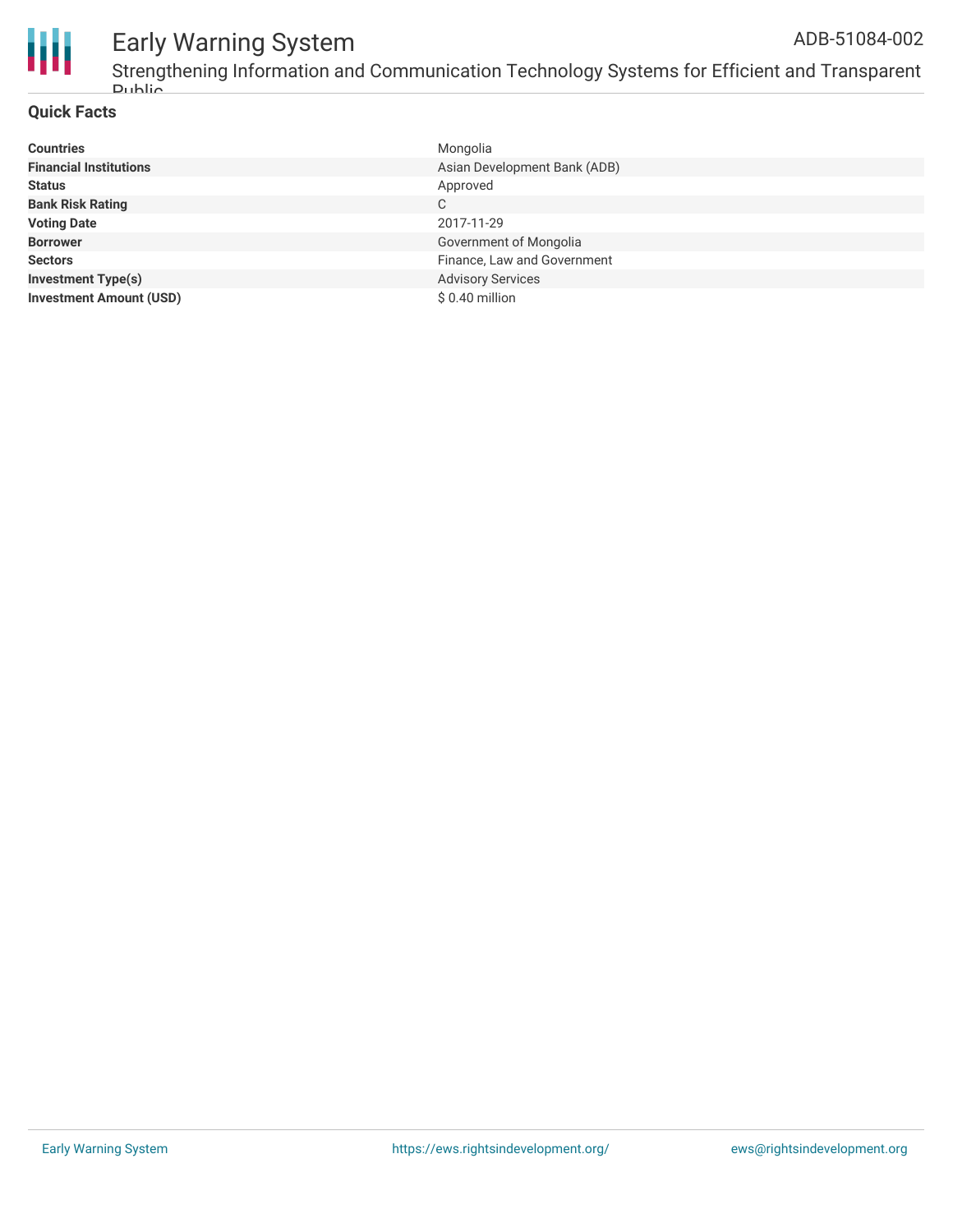## Quick Facts

| | |
|---|---|
| **Countries** | Mongolia |
| **Financial Institutions** | Asian Development Bank (ADB) |
| **Status** | Approved |
| **Bank Risk Rating** | C |
| **Voting Date** | 2017-11-29 |
| **Borrower** | Government of Mongolia |
| **Sectors** | Finance, Law and Government |
| **Investment Type(s)** | Advisory Services |
| **Investment Amount (USD)** | $ 0.40 million |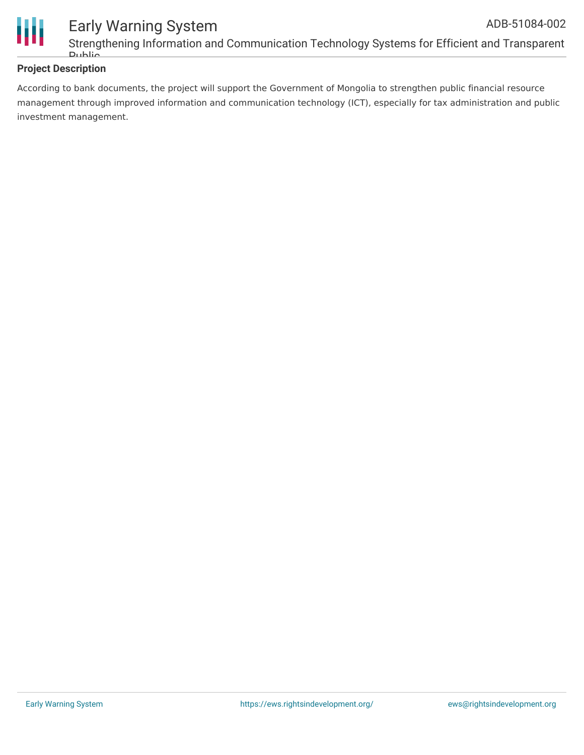**Project Description**

According to bank documents, the project will support the Government of Mongolia to strengthen public financial resource management through improved information and communication technology (ICT), especially for tax administration and public investment management.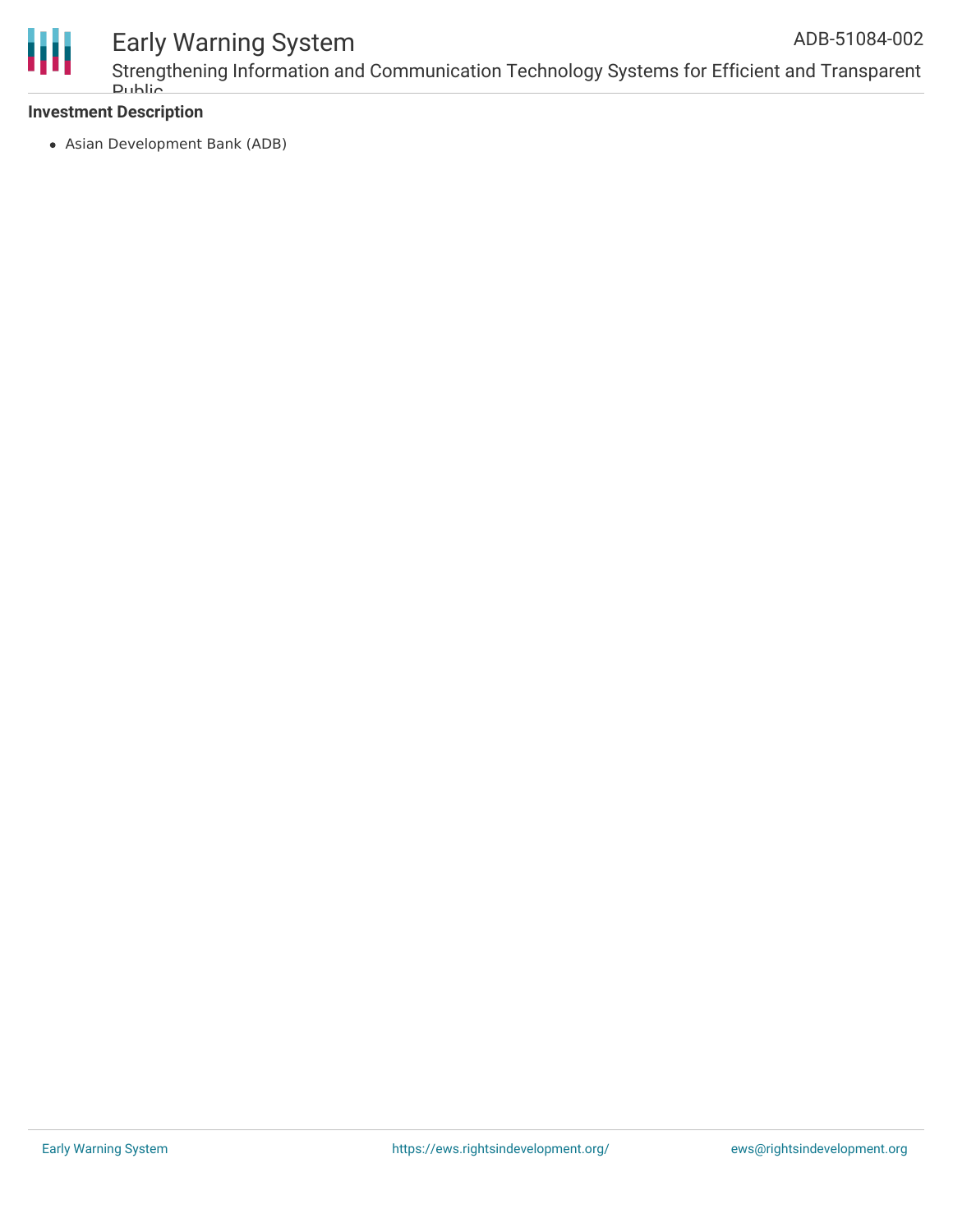**Investment Description**

- Asian Development Bank (ADB)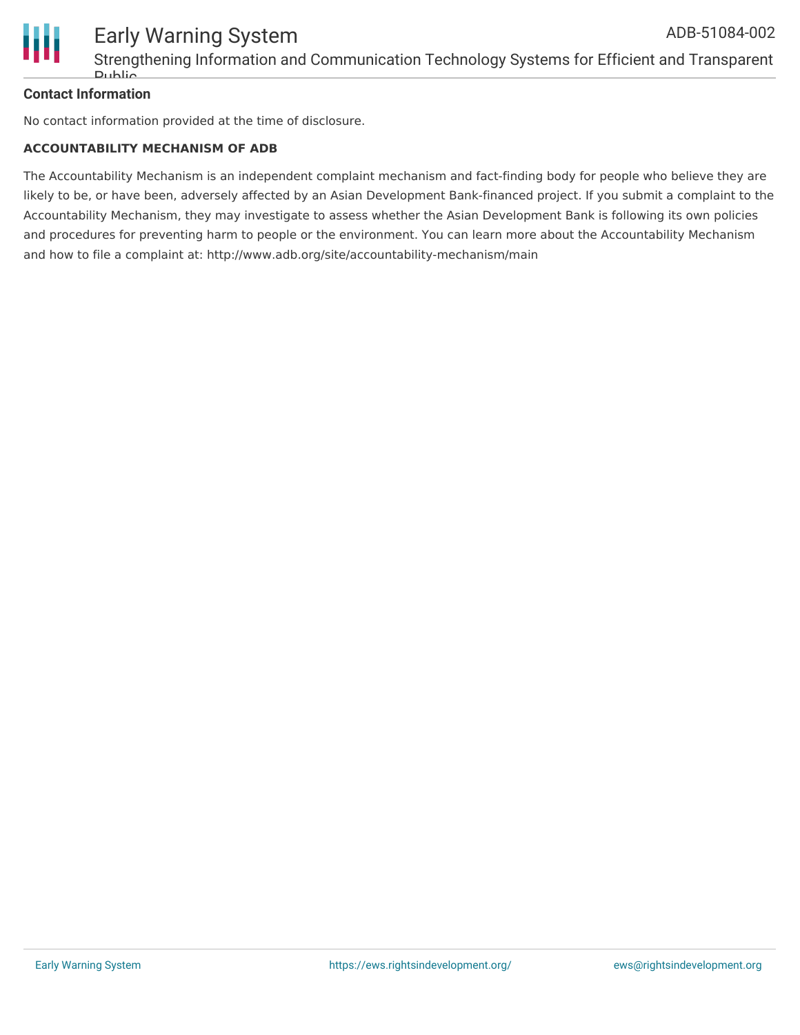**Contact Information**

No contact information provided at the time of disclosure.

**ACCOUNTABILITY MECHANISM OF ADB**

The Accountability Mechanism is an independent complaint mechanism and fact-finding body for people who believe they are likely to be, or have been, adversely affected by an Asian Development Bank-financed project. If you submit a complaint to the Accountability Mechanism, they may investigate to assess whether the Asian Development Bank is following its own policies and procedures for preventing harm to people or the environment. You can learn more about the Accountability Mechanism and how to file a complaint at: http://www.adb.org/site/accountability-mechanism/main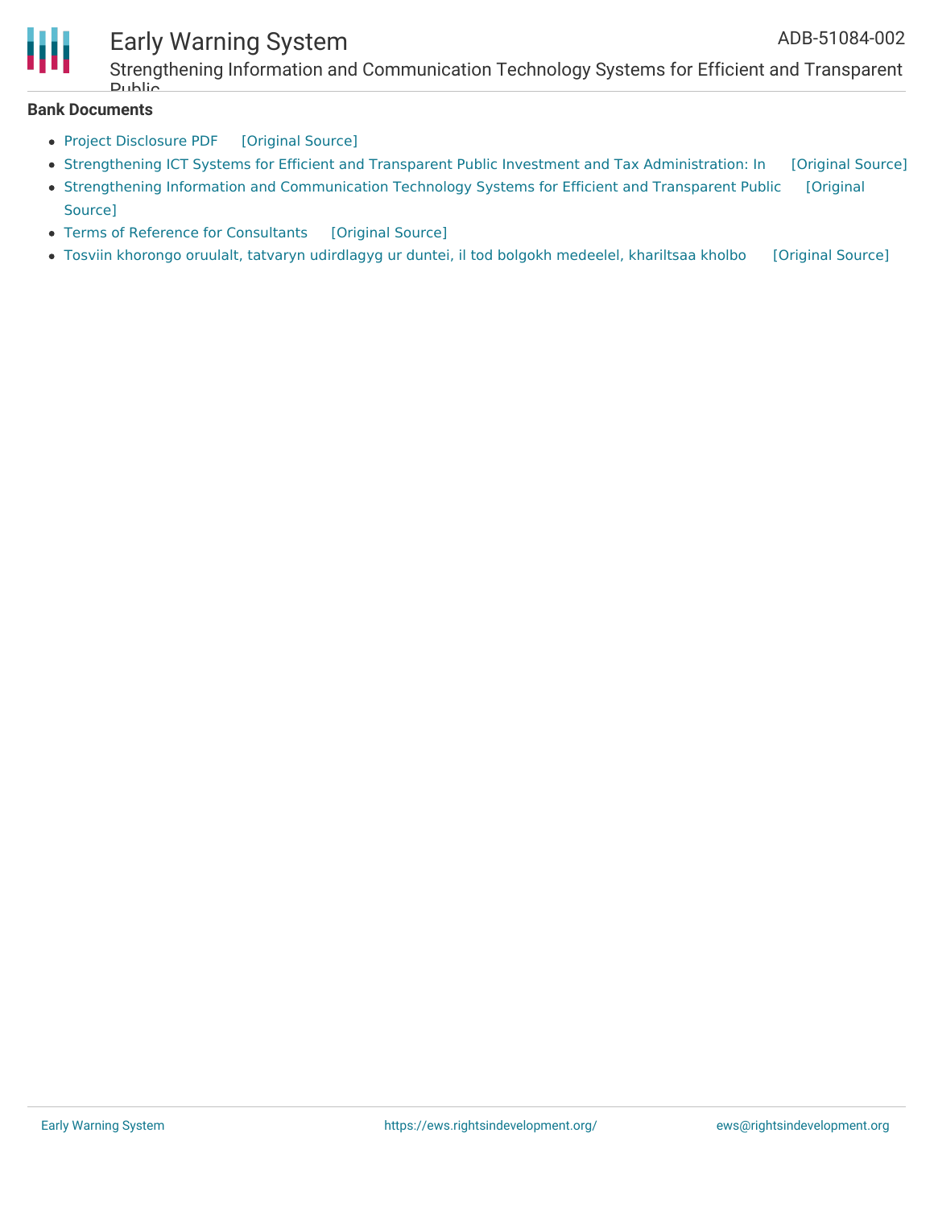**Bank Documents**

- Project Disclosure PDF [Original Source]
- Strengthening ICT Systems for Efficient and Transparent Public Investment and Tax Administration: In [Original Source]
- Strengthening Information and Communication Technology Systems for Efficient and Transparent Public [Original Source]
- Terms of Reference for Consultants [Original Source]
- Tosviin khorongo oruulalt, tatvaryn udirdlagyg ur duntei, il tod bolgokh medeelel, khariltsaa kholbo [Original Source]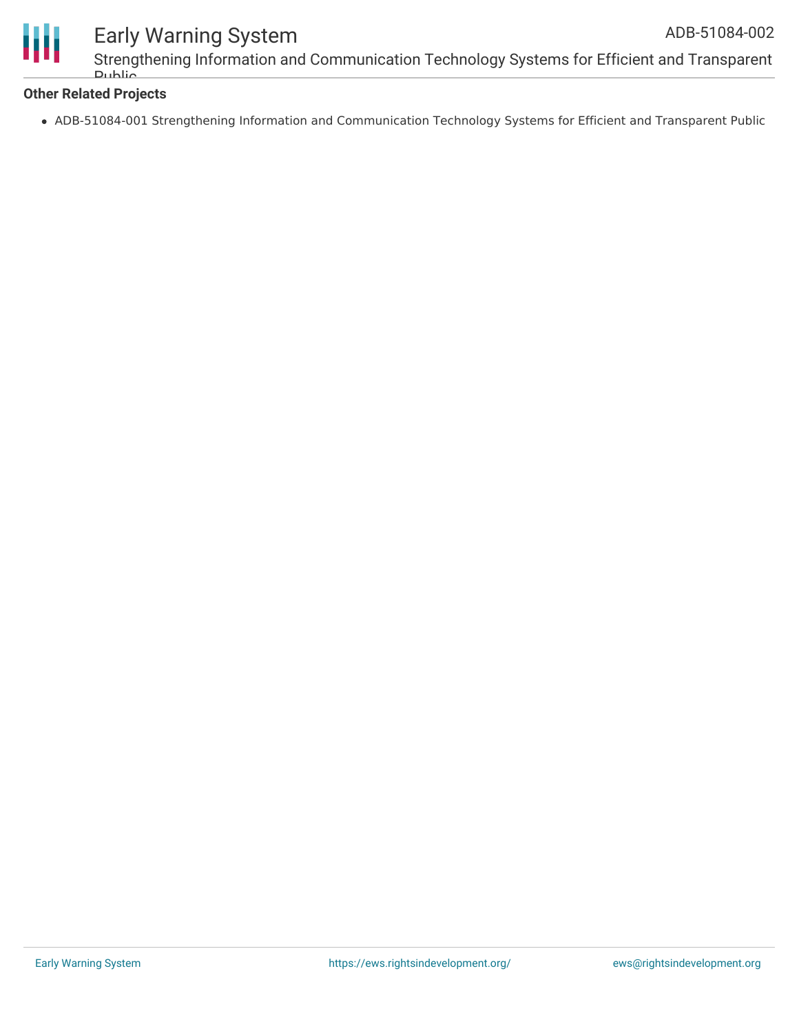**Other Related Projects**

- ADB-51084-001 Strengthening Information and Communication Technology Systems for Efficient and Transparent Public